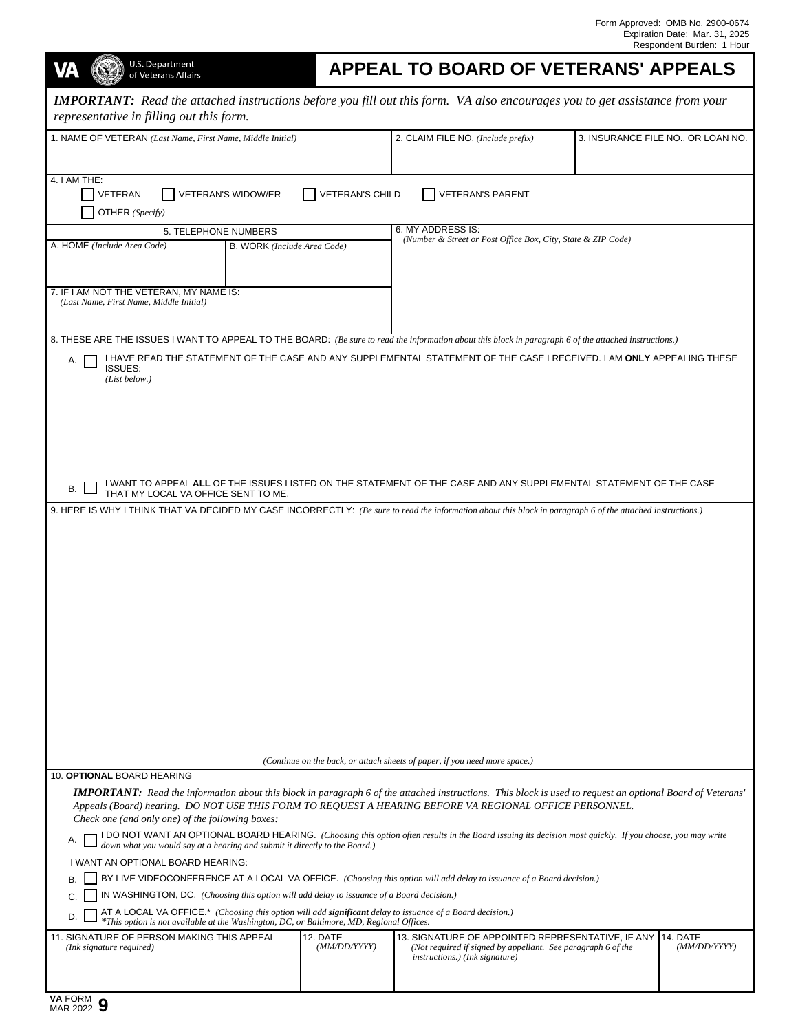Form Approved: OMB No. 2900-0674
Expiration Date: Mar. 31, 2025
Respondent Burden: 1 Hour

VA | U.S. Department of Veterans Affairs

# APPEAL TO BOARD OF VETERANS' APPEALS

***IMPORTANT:*** *Read the attached instructions before you fill out this form. VA also encourages you to get assistance from your representative in filling out this form.*

| 1. NAME OF VETERAN *(Last Name, First Name, Middle Initial)* | 2. CLAIM FILE NO. *(Include prefix)* | 3. INSURANCE FILE NO., OR LOAN NO. |
|---|---|---|
| | | |

4. I AM THE:

- ☐ VETERAN
- ☐ VETERAN'S WIDOW/ER
- ☐ VETERAN'S CHILD
- ☐ VETERAN'S PARENT
- ☐ OTHER *(Specify)*

5. TELEPHONE NUMBERS

| A. HOME *(Include Area Code)* | B. WORK *(Include Area Code)* |
|---|---|
| | |

6. MY ADDRESS IS: *(Number & Street or Post Office Box, City, State & ZIP Code)*

7. IF I AM NOT THE VETERAN, MY NAME IS: *(Last Name, First Name, Middle Initial)*

8. THESE ARE THE ISSUES I WANT TO APPEAL TO THE BOARD: *(Be sure to read the information about this block in paragraph 6 of the attached instructions.)*

A. ☐ I HAVE READ THE STATEMENT OF THE CASE AND ANY SUPPLEMENTAL STATEMENT OF THE CASE I RECEIVED. I AM **ONLY** APPEALING THESE ISSUES: *(List below.)*

B. ☐ I WANT TO APPEAL **ALL** OF THE ISSUES LISTED ON THE STATEMENT OF THE CASE AND ANY SUPPLEMENTAL STATEMENT OF THE CASE THAT MY LOCAL VA OFFICE SENT TO ME.

9. HERE IS WHY I THINK THAT VA DECIDED MY CASE INCORRECTLY: *(Be sure to read the information about this block in paragraph 6 of the attached instructions.)*

*(Continue on the back, or attach sheets of paper, if you need more space.)*

10. **OPTIONAL** BOARD HEARING

***IMPORTANT:*** *Read the information about this block in paragraph 6 of the attached instructions. This block is used to request an optional Board of Veterans' Appeals (Board) hearing. DO NOT USE THIS FORM TO REQUEST A HEARING BEFORE VA REGIONAL OFFICE PERSONNEL. Check one (and only one) of the following boxes:*

A. ☐ I DO NOT WANT AN OPTIONAL BOARD HEARING. *(Choosing this option often results in the Board issuing its decision most quickly. If you choose, you may write down what you would say at a hearing and submit it directly to the Board.)*

I WANT AN OPTIONAL BOARD HEARING:

B. ☐ BY LIVE VIDEOCONFERENCE AT A LOCAL VA OFFICE. *(Choosing this option will add delay to issuance of a Board decision.)*

C. ☐ IN WASHINGTON, DC. *(Choosing this option will add delay to issuance of a Board decision.)*

D. ☐ AT A LOCAL VA OFFICE.* *(Choosing this option will add **significant** delay to issuance of a Board decision.)*
*\*This option is not available at the Washington, DC, or Baltimore, MD, Regional Offices.*

| 11. SIGNATURE OF PERSON MAKING THIS APPEAL *(Ink signature required)* | 12. DATE *(MM/DD/YYYY)* | 13. SIGNATURE OF APPOINTED REPRESENTATIVE, IF ANY *(Not required if signed by appellant. See paragraph 6 of the instructions.) (Ink signature)* | 14. DATE *(MM/DD/YYYY)* |
|---|---|---|---|
| | | | |

VA FORM 9
MAR 2022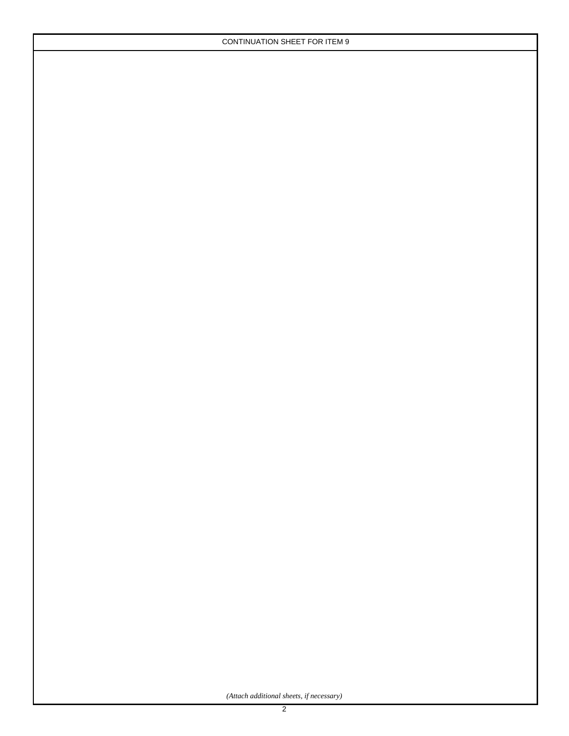CONTINUATION SHEET FOR ITEM 9

*(Attach additional sheets, if necessary)*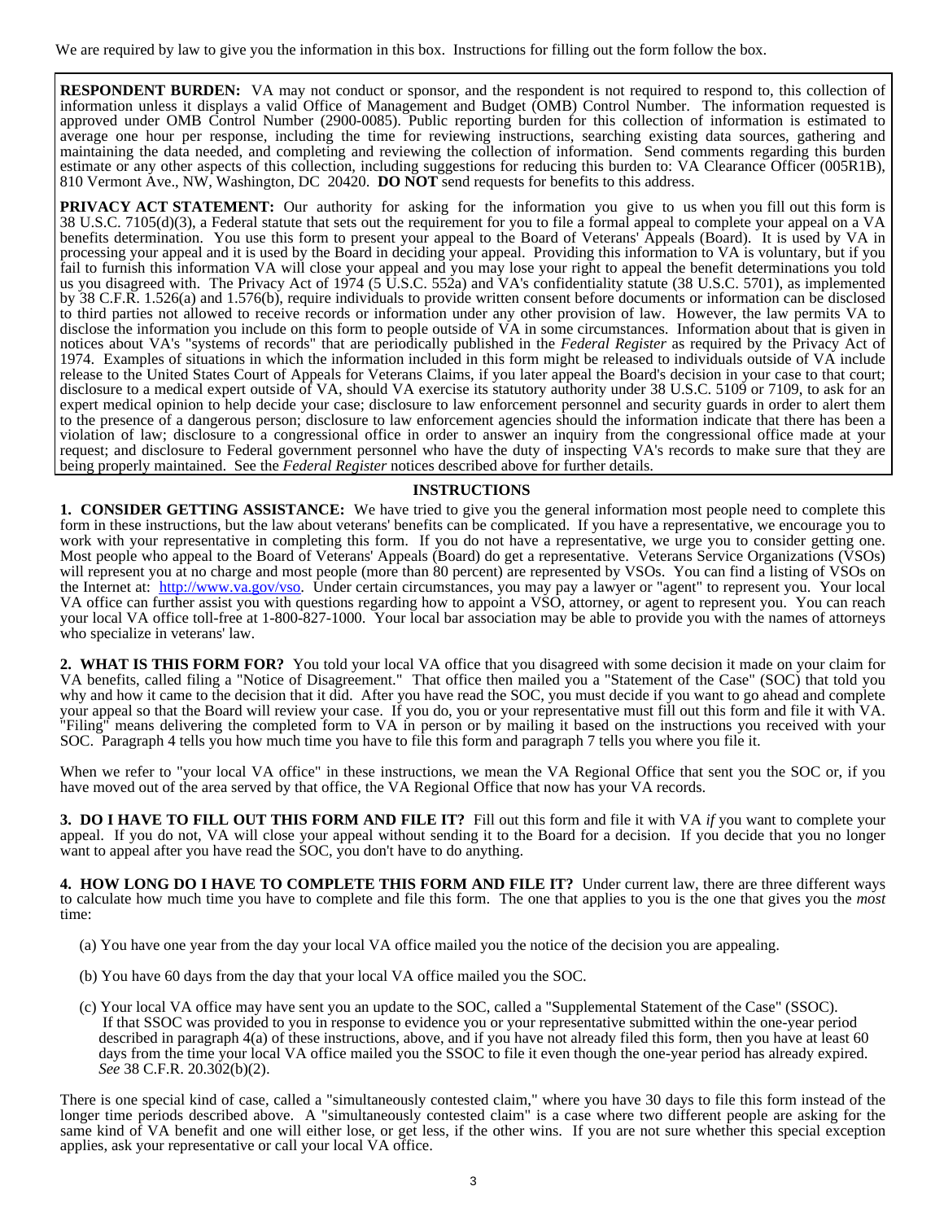We are required by law to give you the information in this box. Instructions for filling out the form follow the box.

**RESPONDENT BURDEN:** VA may not conduct or sponsor, and the respondent is not required to respond to, this collection of information unless it displays a valid Office of Management and Budget (OMB) Control Number. The information requested is approved under OMB Control Number (2900-0085). Public reporting burden for this collection of information is estimated to average one hour per response, including the time for reviewing instructions, searching existing data sources, gathering and maintaining the data needed, and completing and reviewing the collection of information. Send comments regarding this burden estimate or any other aspects of this collection, including suggestions for reducing this burden to: VA Clearance Officer (005R1B), 810 Vermont Ave., NW, Washington, DC 20420. **DO NOT** send requests for benefits to this address.

**PRIVACY ACT STATEMENT:** Our authority for asking for the information you give to us when you fill out this form is 38 U.S.C. 7105(d)(3), a Federal statute that sets out the requirement for you to file a formal appeal to complete your appeal on a VA benefits determination. You use this form to present your appeal to the Board of Veterans' Appeals (Board). It is used by VA in processing your appeal and it is used by the Board in deciding your appeal. Providing this information to VA is voluntary, but if you fail to furnish this information VA will close your appeal and you may lose your right to appeal the benefit determinations you told us you disagreed with. The Privacy Act of 1974 (5 U.S.C. 552a) and VA's confidentiality statute (38 U.S.C. 5701), as implemented by 38 C.F.R. 1.526(a) and 1.576(b), require individuals to provide written consent before documents or information can be disclosed to third parties not allowed to receive records or information under any other provision of law. However, the law permits VA to disclose the information you include on this form to people outside of VA in some circumstances. Information about that is given in notices about VA's "systems of records" that are periodically published in the *Federal Register* as required by the Privacy Act of 1974. Examples of situations in which the information included in this form might be released to individuals outside of VA include release to the United States Court of Appeals for Veterans Claims, if you later appeal the Board's decision in your case to that court; disclosure to a medical expert outside of VA, should VA exercise its statutory authority under 38 U.S.C. 5109 or 7109, to ask for an expert medical opinion to help decide your case; disclosure to law enforcement personnel and security guards in order to alert them to the presence of a dangerous person; disclosure to law enforcement agencies should the information indicate that there has been a violation of law; disclosure to a congressional office in order to answer an inquiry from the congressional office made at your request; and disclosure to Federal government personnel who have the duty of inspecting VA's records to make sure that they are being properly maintained. See the *Federal Register* notices described above for further details.

## INSTRUCTIONS

**1. CONSIDER GETTING ASSISTANCE:** We have tried to give you the general information most people need to complete this form in these instructions, but the law about veterans' benefits can be complicated. If you have a representative, we encourage you to work with your representative in completing this form. If you do not have a representative, we urge you to consider getting one. Most people who appeal to the Board of Veterans' Appeals (Board) do get a representative. Veterans Service Organizations (VSOs) will represent you at no charge and most people (more than 80 percent) are represented by VSOs. You can find a listing of VSOs on the Internet at: http://www.va.gov/vso. Under certain circumstances, you may pay a lawyer or "agent" to represent you. Your local VA office can further assist you with questions regarding how to appoint a VSO, attorney, or agent to represent you. You can reach your local VA office toll-free at 1-800-827-1000. Your local bar association may be able to provide you with the names of attorneys who specialize in veterans' law.

**2. WHAT IS THIS FORM FOR?** You told your local VA office that you disagreed with some decision it made on your claim for VA benefits, called filing a "Notice of Disagreement." That office then mailed you a "Statement of the Case" (SOC) that told you why and how it came to the decision that it did. After you have read the SOC, you must decide if you want to go ahead and complete your appeal so that the Board will review your case. If you do, you or your representative must fill out this form and file it with VA. "Filing" means delivering the completed form to VA in person or by mailing it based on the instructions you received with your SOC. Paragraph 4 tells you how much time you have to file this form and paragraph 7 tells you where you file it.

When we refer to "your local VA office" in these instructions, we mean the VA Regional Office that sent you the SOC or, if you have moved out of the area served by that office, the VA Regional Office that now has your VA records.

**3. DO I HAVE TO FILL OUT THIS FORM AND FILE IT?** Fill out this form and file it with VA *if* you want to complete your appeal. If you do not, VA will close your appeal without sending it to the Board for a decision. If you decide that you no longer want to appeal after you have read the SOC, you don't have to do anything.

**4. HOW LONG DO I HAVE TO COMPLETE THIS FORM AND FILE IT?** Under current law, there are three different ways to calculate how much time you have to complete and file this form. The one that applies to you is the one that gives you the *most* time:

(a) You have one year from the day your local VA office mailed you the notice of the decision you are appealing.

(b) You have 60 days from the day that your local VA office mailed you the SOC.

(c) Your local VA office may have sent you an update to the SOC, called a "Supplemental Statement of the Case" (SSOC). If that SSOC was provided to you in response to evidence you or your representative submitted within the one-year period described in paragraph 4(a) of these instructions, above, and if you have not already filed this form, then you have at least 60 days from the time your local VA office mailed you the SSOC to file it even though the one-year period has already expired. *See* 38 C.F.R. 20.302(b)(2).

There is one special kind of case, called a "simultaneously contested claim," where you have 30 days to file this form instead of the longer time periods described above. A "simultaneously contested claim" is a case where two different people are asking for the same kind of VA benefit and one will either lose, or get less, if the other wins. If you are not sure whether this special exception applies, ask your representative or call your local VA office.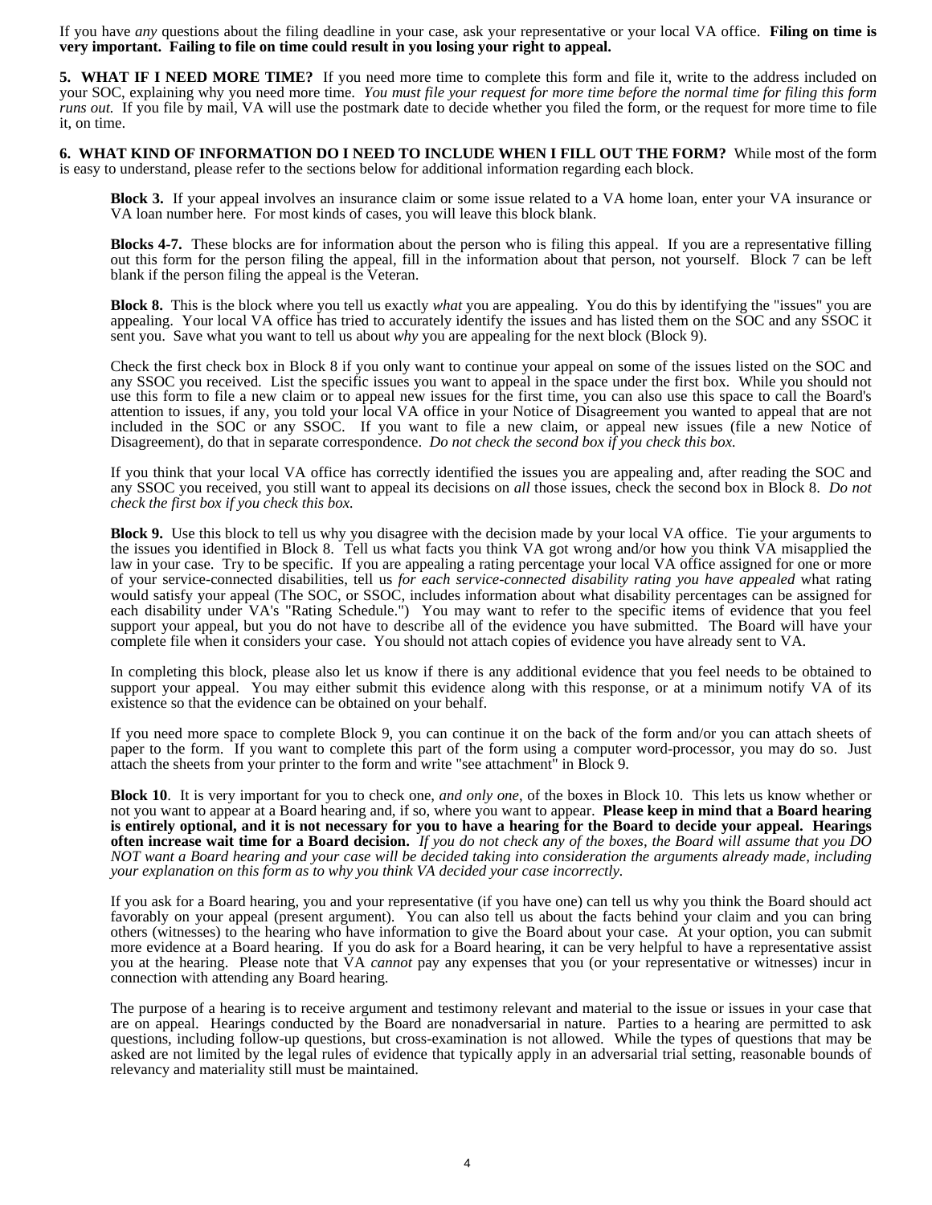If you have *any* questions about the filing deadline in your case, ask your representative or your local VA office. **Filing on time is very important. Failing to file on time could result in you losing your right to appeal.**

**5. WHAT IF I NEED MORE TIME?** If you need more time to complete this form and file it, write to the address included on your SOC, explaining why you need more time. *You must file your request for more time before the normal time for filing this form runs out.* If you file by mail, VA will use the postmark date to decide whether you filed the form, or the request for more time to file it, on time.

**6. WHAT KIND OF INFORMATION DO I NEED TO INCLUDE WHEN I FILL OUT THE FORM?** While most of the form is easy to understand, please refer to the sections below for additional information regarding each block.

**Block 3.** If your appeal involves an insurance claim or some issue related to a VA home loan, enter your VA insurance or VA loan number here. For most kinds of cases, you will leave this block blank.

**Blocks 4-7.** These blocks are for information about the person who is filing this appeal. If you are a representative filling out this form for the person filing the appeal, fill in the information about that person, not yourself. Block 7 can be left blank if the person filing the appeal is the Veteran.

**Block 8.** This is the block where you tell us exactly *what* you are appealing. You do this by identifying the "issues" you are appealing. Your local VA office has tried to accurately identify the issues and has listed them on the SOC and any SSOC it sent you. Save what you want to tell us about *why* you are appealing for the next block (Block 9).

Check the first check box in Block 8 if you only want to continue your appeal on some of the issues listed on the SOC and any SSOC you received. List the specific issues you want to appeal in the space under the first box. While you should not use this form to file a new claim or to appeal new issues for the first time, you can also use this space to call the Board's attention to issues, if any, you told your local VA office in your Notice of Disagreement you wanted to appeal that are not included in the SOC or any SSOC. If you want to file a new claim, or appeal new issues (file a new Notice of Disagreement), do that in separate correspondence. *Do not check the second box if you check this box.*

If you think that your local VA office has correctly identified the issues you are appealing and, after reading the SOC and any SSOC you received, you still want to appeal its decisions on *all* those issues, check the second box in Block 8. *Do not check the first box if you check this box.*

**Block 9.** Use this block to tell us why you disagree with the decision made by your local VA office. Tie your arguments to the issues you identified in Block 8. Tell us what facts you think VA got wrong and/or how you think VA misapplied the law in your case. Try to be specific. If you are appealing a rating percentage your local VA office assigned for one or more of your service-connected disabilities, tell us *for each service-connected disability rating you have appealed* what rating would satisfy your appeal (The SOC, or SSOC, includes information about what disability percentages can be assigned for each disability under VA's "Rating Schedule.") You may want to refer to the specific items of evidence that you feel support your appeal, but you do not have to describe all of the evidence you have submitted. The Board will have your complete file when it considers your case. You should not attach copies of evidence you have already sent to VA.

In completing this block, please also let us know if there is any additional evidence that you feel needs to be obtained to support your appeal. You may either submit this evidence along with this response, or at a minimum notify VA of its existence so that the evidence can be obtained on your behalf.

If you need more space to complete Block 9, you can continue it on the back of the form and/or you can attach sheets of paper to the form. If you want to complete this part of the form using a computer word-processor, you may do so. Just attach the sheets from your printer to the form and write "see attachment" in Block 9.

**Block 10**. It is very important for you to check one, *and only one*, of the boxes in Block 10. This lets us know whether or not you want to appear at a Board hearing and, if so, where you want to appear. **Please keep in mind that a Board hearing is entirely optional, and it is not necessary for you to have a hearing for the Board to decide your appeal. Hearings often increase wait time for a Board decision.** *If you do not check any of the boxes, the Board will assume that you DO NOT want a Board hearing and your case will be decided taking into consideration the arguments already made, including your explanation on this form as to why you think VA decided your case incorrectly.*

If you ask for a Board hearing, you and your representative (if you have one) can tell us why you think the Board should act favorably on your appeal (present argument). You can also tell us about the facts behind your claim and you can bring others (witnesses) to the hearing who have information to give the Board about your case. At your option, you can submit more evidence at a Board hearing. If you do ask for a Board hearing, it can be very helpful to have a representative assist you at the hearing. Please note that VA *cannot* pay any expenses that you (or your representative or witnesses) incur in connection with attending any Board hearing.

The purpose of a hearing is to receive argument and testimony relevant and material to the issue or issues in your case that are on appeal. Hearings conducted by the Board are nonadversarial in nature. Parties to a hearing are permitted to ask questions, including follow-up questions, but cross-examination is not allowed. While the types of questions that may be asked are not limited by the legal rules of evidence that typically apply in an adversarial trial setting, reasonable bounds of relevancy and materiality still must be maintained.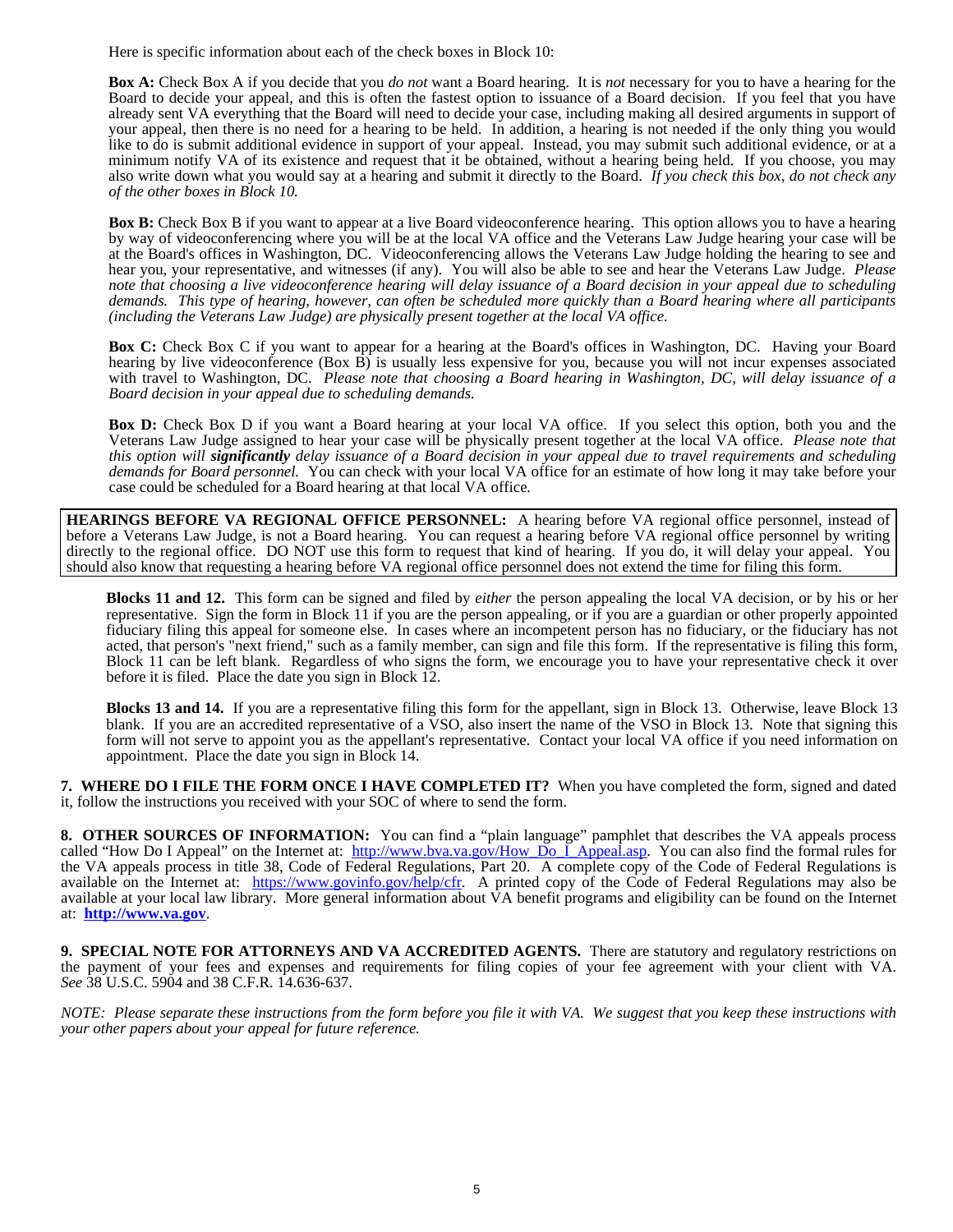Here is specific information about each of the check boxes in Block 10:

**Box A:** Check Box A if you decide that you *do not* want a Board hearing. It is *not* necessary for you to have a hearing for the Board to decide your appeal, and this is often the fastest option to issuance of a Board decision. If you feel that you have already sent VA everything that the Board will need to decide your case, including making all desired arguments in support of your appeal, then there is no need for a hearing to be held. In addition, a hearing is not needed if the only thing you would like to do is submit additional evidence in support of your appeal. Instead, you may submit such additional evidence, or at a minimum notify VA of its existence and request that it be obtained, without a hearing being held. If you choose, you may also write down what you would say at a hearing and submit it directly to the Board. *If you check this box, do not check any of the other boxes in Block 10.*

**Box B:** Check Box B if you want to appear at a live Board videoconference hearing. This option allows you to have a hearing by way of videoconferencing where you will be at the local VA office and the Veterans Law Judge hearing your case will be at the Board's offices in Washington, DC. Videoconferencing allows the Veterans Law Judge holding the hearing to see and hear you, your representative, and witnesses (if any). You will also be able to see and hear the Veterans Law Judge. *Please note that choosing a live videoconference hearing will delay issuance of a Board decision in your appeal due to scheduling demands. This type of hearing, however, can often be scheduled more quickly than a Board hearing where all participants (including the Veterans Law Judge) are physically present together at the local VA office.*

**Box C:** Check Box C if you want to appear for a hearing at the Board's offices in Washington, DC. Having your Board hearing by live videoconference (Box B) is usually less expensive for you, because you will not incur expenses associated with travel to Washington, DC. *Please note that choosing a Board hearing in Washington, DC, will delay issuance of a Board decision in your appeal due to scheduling demands.*

**Box D:** Check Box D if you want a Board hearing at your local VA office. If you select this option, both you and the Veterans Law Judge assigned to hear your case will be physically present together at the local VA office. *Please note that this option will **significantly** delay issuance of a Board decision in your appeal due to travel requirements and scheduling demands for Board personnel.* You can check with your local VA office for an estimate of how long it may take before your case could be scheduled for a Board hearing at that local VA office.

**HEARINGS BEFORE VA REGIONAL OFFICE PERSONNEL:** A hearing before VA regional office personnel, instead of before a Veterans Law Judge, is not a Board hearing. You can request a hearing before VA regional office personnel by writing directly to the regional office. DO NOT use this form to request that kind of hearing. If you do, it will delay your appeal. You should also know that requesting a hearing before VA regional office personnel does not extend the time for filing this form.

**Blocks 11 and 12.** This form can be signed and filed by *either* the person appealing the local VA decision, or by his or her representative. Sign the form in Block 11 if you are the person appealing, or if you are a guardian or other properly appointed fiduciary filing this appeal for someone else. In cases where an incompetent person has no fiduciary, or the fiduciary has not acted, that person's "next friend," such as a family member, can sign and file this form. If the representative is filing this form, Block 11 can be left blank. Regardless of who signs the form, we encourage you to have your representative check it over before it is filed. Place the date you sign in Block 12.

**Blocks 13 and 14.** If you are a representative filing this form for the appellant, sign in Block 13. Otherwise, leave Block 13 blank. If you are an accredited representative of a VSO, also insert the name of the VSO in Block 13. Note that signing this form will not serve to appoint you as the appellant's representative. Contact your local VA office if you need information on appointment. Place the date you sign in Block 14.

**7. WHERE DO I FILE THE FORM ONCE I HAVE COMPLETED IT?** When you have completed the form, signed and dated it, follow the instructions you received with your SOC of where to send the form.

**8. OTHER SOURCES OF INFORMATION:** You can find a "plain language" pamphlet that describes the VA appeals process called "How Do I Appeal" on the Internet at: http://www.bva.va.gov/How_Do_I_Appeal.asp. You can also find the formal rules for the VA appeals process in title 38, Code of Federal Regulations, Part 20. A complete copy of the Code of Federal Regulations is available on the Internet at: https://www.govinfo.gov/help/cfr. A printed copy of the Code of Federal Regulations may also be available at your local law library. More general information about VA benefit programs and eligibility can be found on the Internet at: **http://www.va.gov**.

**9. SPECIAL NOTE FOR ATTORNEYS AND VA ACCREDITED AGENTS.** There are statutory and regulatory restrictions on the payment of your fees and expenses and requirements for filing copies of your fee agreement with your client with VA. *See* 38 U.S.C. 5904 and 38 C.F.R. 14.636-637.

*NOTE: Please separate these instructions from the form before you file it with VA. We suggest that you keep these instructions with your other papers about your appeal for future reference.*